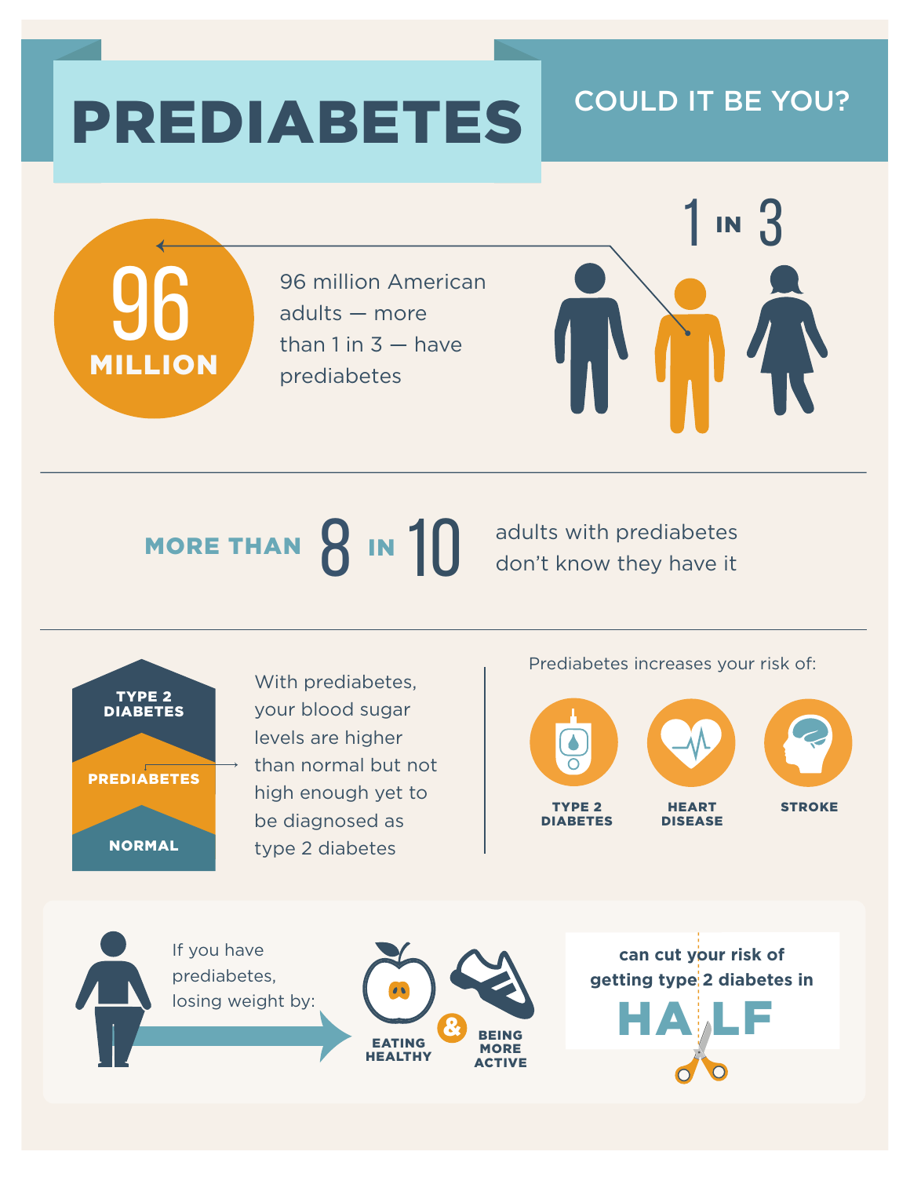# PREDIABETES

## COULD IT BE YOU?

**96 MILLION**

96 million American adults — more than 1 in 3 — have prediabetes

1 IN 3

---

**MORE THAN 8 IN 10** adults with prediabetes don't know they have it

---

TYPE 2 DIABETES

PREDIABETES

NORMAL

With prediabetes, your blood sugar levels are higher than normal but not high enough yet to be diagnosed as type 2 diabetes

Prediabetes increases your risk of:

- TYPE 2 DIABETES
- HEART DISEASE
- STROKE

---

If you have prediabetes, losing weight by:

EATING HEALTHY & BEING MORE ACTIVE

can cut your risk of getting type 2 diabetes in **HALF**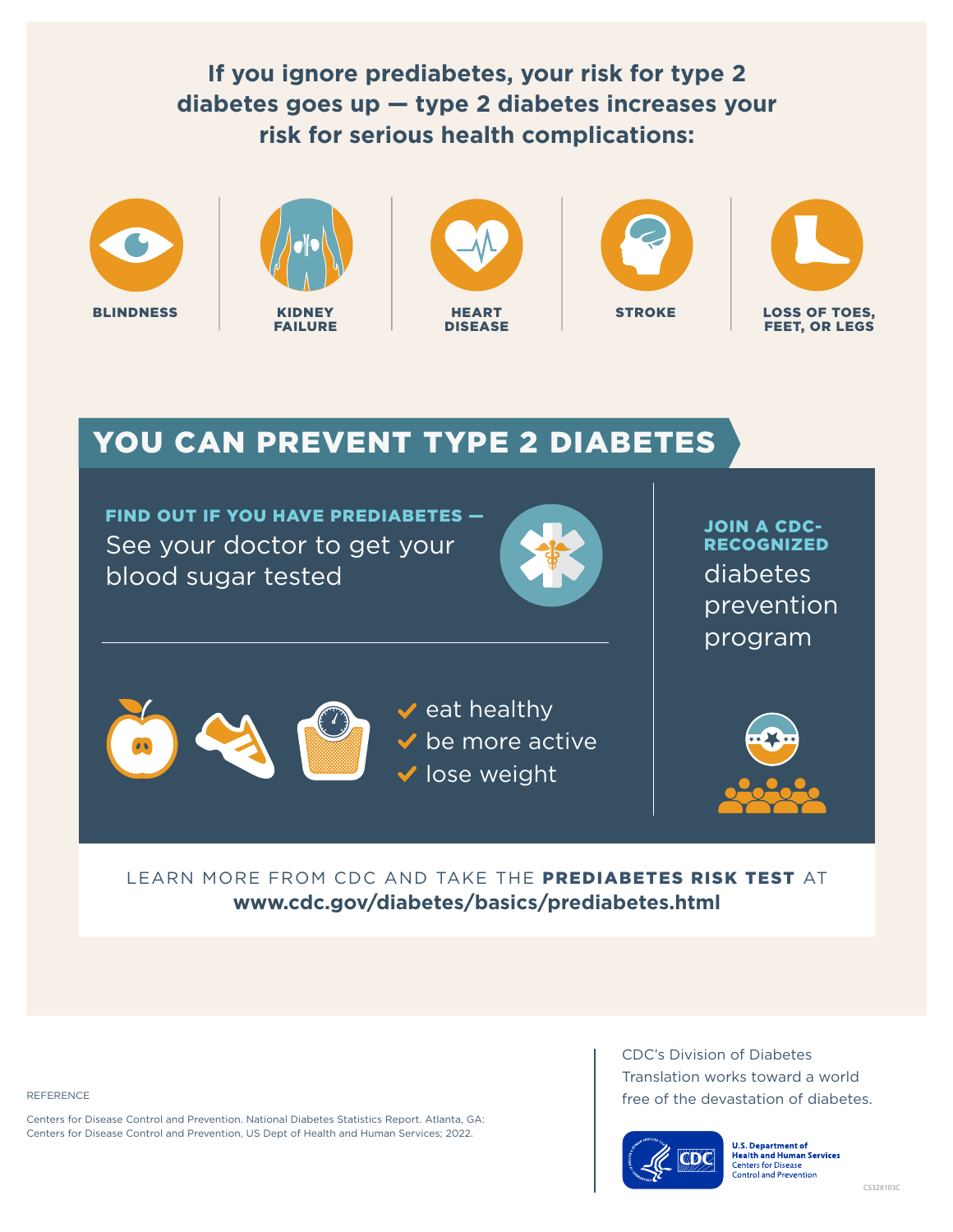**If you ignore prediabetes, your risk for type 2 diabetes goes up — type 2 diabetes increases your risk for serious health complications:**

- **BLINDNESS**
- **KIDNEY FAILURE**
- **HEART DISEASE**
- **STROKE**
- **LOSS OF TOES, FEET, OR LEGS**

## YOU CAN PREVENT TYPE 2 DIABETES

**FIND OUT IF YOU HAVE PREDIABETES —** See your doctor to get your blood sugar tested

- ✔ eat healthy
- ✔ be more active
- ✔ lose weight

**JOIN A CDC-RECOGNIZED** diabetes prevention program

LEARN MORE FROM CDC AND TAKE THE **PREDIABETES RISK TEST** AT **www.cdc.gov/diabetes/basics/prediabetes.html**

REFERENCE

Centers for Disease Control and Prevention. National Diabetes Statistics Report. Atlanta, GA: Centers for Disease Control and Prevention, US Dept of Health and Human Services; 2022.

CDC's Division of Diabetes Translation works toward a world free of the devastation of diabetes.

U.S. Department of Health and Human Services
Centers for Disease Control and Prevention

CS328103C